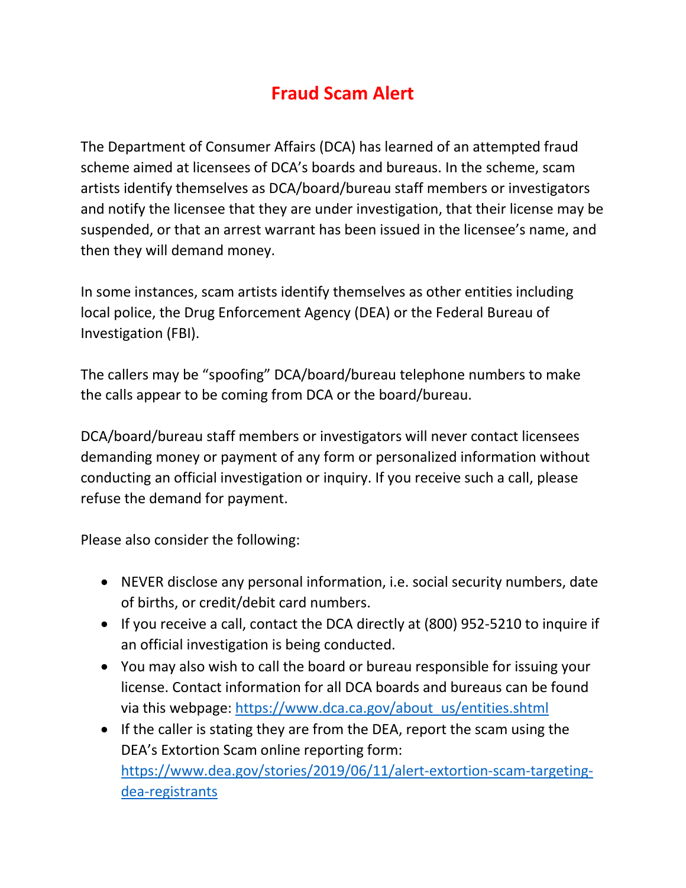# Fraud Scam Alert

The Department of Consumer Affairs (DCA) has learned of an attempted fraud scheme aimed at licensees of DCA's boards and bureaus. In the scheme, scam artists identify themselves as DCA/board/bureau staff members or investigators and notify the licensee that they are under investigation, that their license may be suspended, or that an arrest warrant has been issued in the licensee's name, and then they will demand money.

In some instances, scam artists identify themselves as other entities including local police, the Drug Enforcement Agency (DEA) or the Federal Bureau of Investigation (FBI).

The callers may be "spoofing" DCA/board/bureau telephone numbers to make the calls appear to be coming from DCA or the board/bureau.

DCA/board/bureau staff members or investigators will never contact licensees demanding money or payment of any form or personalized information without conducting an official investigation or inquiry. If you receive such a call, please refuse the demand for payment.

Please also consider the following:

- NEVER disclose any personal information, i.e. social security numbers, date of births, or credit/debit card numbers.
- If you receive a call, contact the DCA directly at (800) 952-5210 to inquire if an official investigation is being conducted.
- You may also wish to call the board or bureau responsible for issuing your license. Contact information for all DCA boards and bureaus can be found via this webpage: [https://www.dca.ca.gov/about_us/entities.shtml](https://www.dca.ca.gov/about_us/entities.shtml)
- If the caller is stating they are from the DEA, report the scam using the DEA's Extortion Scam online reporting form: [https://www.dea.gov/stories/2019/06/11/alert-extortion-scam-targeting-dea-registrants](https://www.dea.gov/stories/2019/06/11/alert-extortion-scam-targeting-dea-registrants)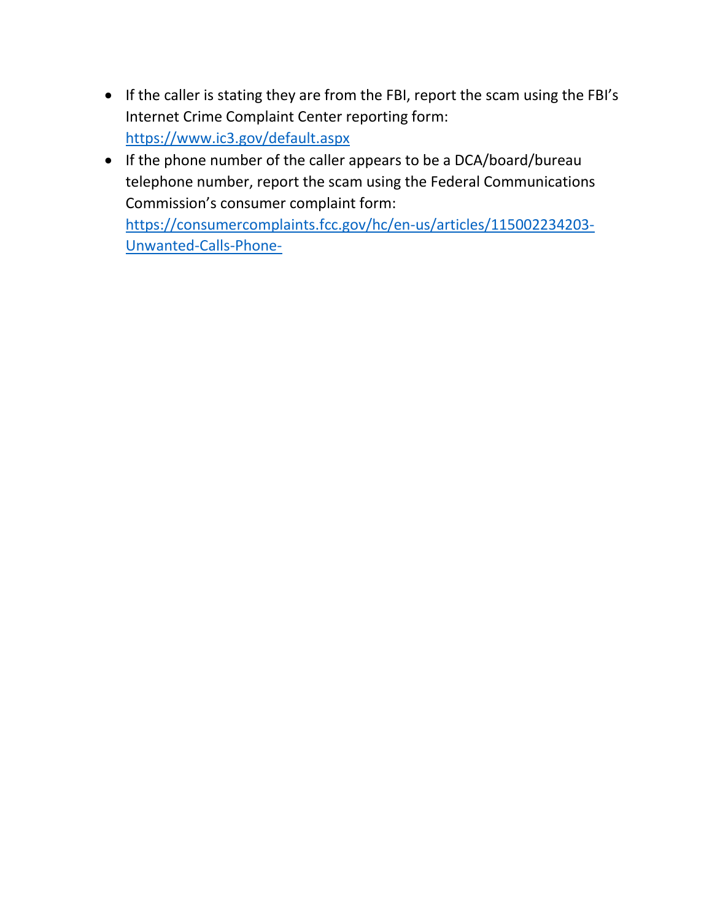- If the caller is stating they are from the FBI, report the scam using the FBI's Internet Crime Complaint Center reporting form: [https://www.ic3.gov/default.aspx](https://www.ic3.gov/default.aspx)
- If the phone number of the caller appears to be a DCA/board/bureau telephone number, report the scam using the Federal Communications Commission's consumer complaint form: [https://consumercomplaints.fcc.gov/hc/en-us/articles/115002234203-Unwanted-Calls-Phone-](https://consumercomplaints.fcc.gov/hc/en-us/articles/115002234203-Unwanted-Calls-Phone-)